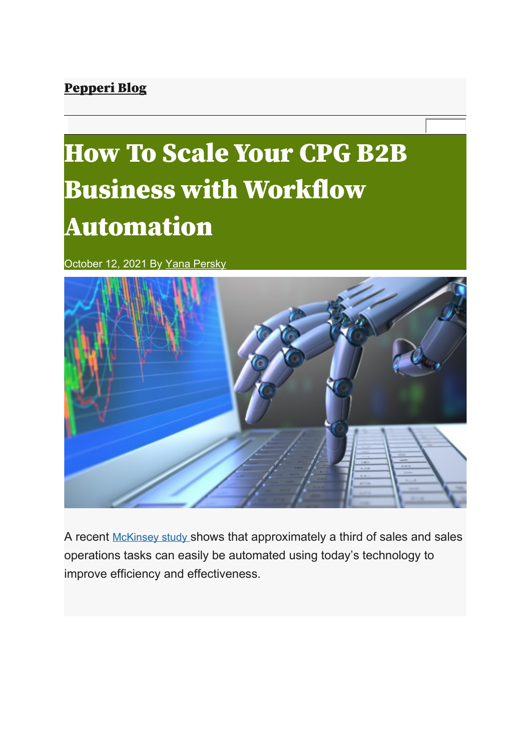**Pepperi Blog**

# How To Scale Your CPG B2B Business with Workflow Automation

October 12, 2021 By Yana Persky

A recent McKinsey study shows that approximately a third of sales and sales operations tasks can easily be automated using today's technology to improve efficiency and effectiveness.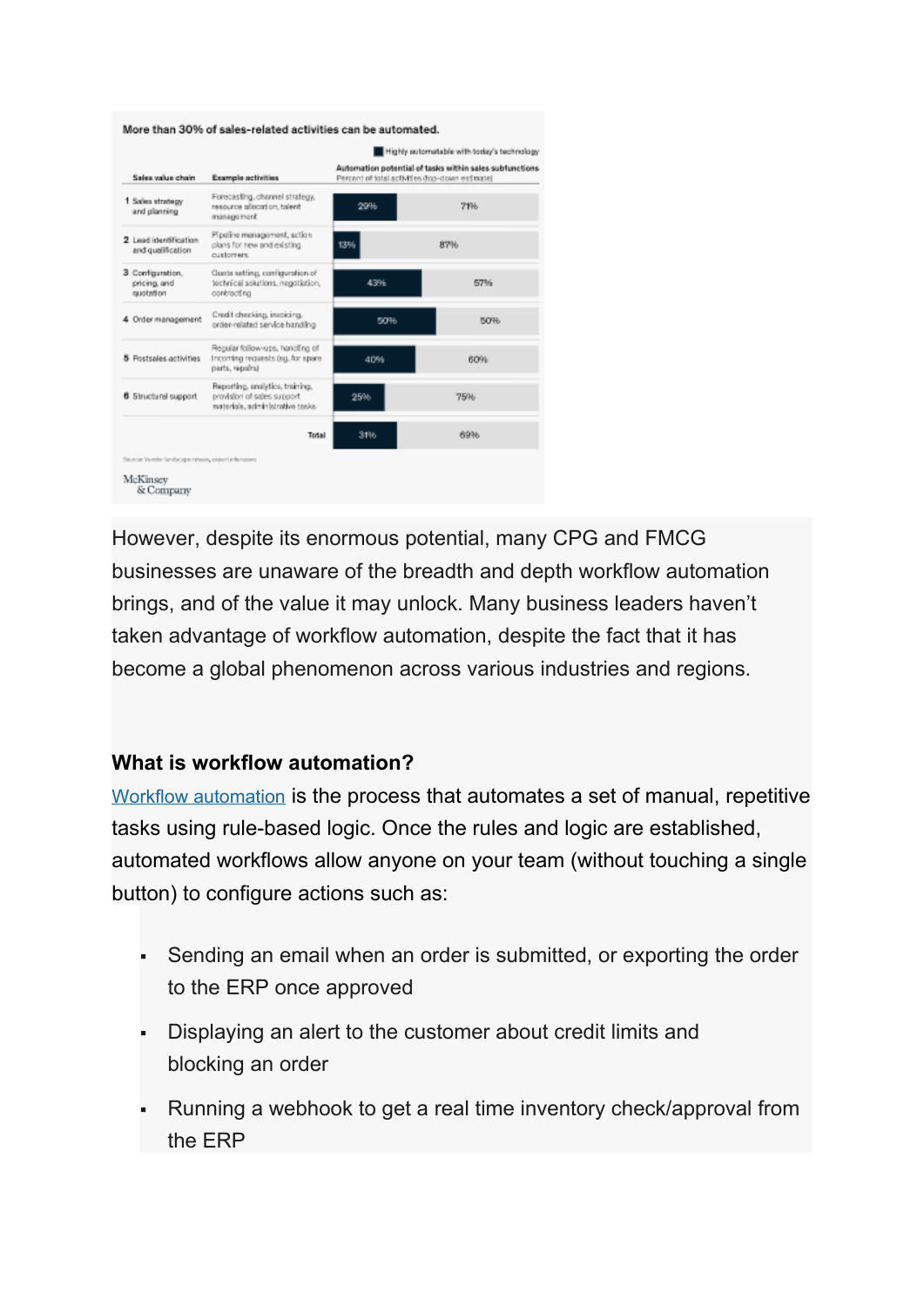**More than 30% of sales-related activities can be automated.**

■ Highly automatable with today's technology

| Sales value chain | Example activities | Automation potential of tasks within sales subfunctions (Percent of total activities (top-down estimate)) | |
|---|---|---|---|
| 1 Sales strategy and planning | Forecasting, channel strategy, resource allocation, talent management | 29% | 71% |
| 2 Lead identification and qualification | Pipeline management, action plans for new and existing customers | 13% | 87% |
| 3 Configuration, pricing, and quotation | Quote setting, configuration of technical solutions, negotiation, contracting | 43% | 57% |
| 4 Order management | Credit checking, invoicing, order-related service handling | 50% | 50% |
| 5 Postsales activities | Regular follow-ups, handling of incoming requests (eg, for spare parts, repairs) | 40% | 60% |
| 6 Structural support | Reporting, analytics, training, provision of sales support materials, administrative tasks | 25% | 75% |
| | Total | 31% | 69% |

Source: Vendor landscape review, expert interviews

McKinsey & Company

However, despite its enormous potential, many CPG and FMCG businesses are unaware of the breadth and depth workflow automation brings, and of the value it may unlock. Many business leaders haven't taken advantage of workflow automation, despite the fact that it has become a global phenomenon across various industries and regions.

### What is workflow automation?

Workflow automation is the process that automates a set of manual, repetitive tasks using rule-based logic. Once the rules and logic are established, automated workflows allow anyone on your team (without touching a single button) to configure actions such as:

- Sending an email when an order is submitted, or exporting the order to the ERP once approved
- Displaying an alert to the customer about credit limits and blocking an order
- Running a webhook to get a real time inventory check/approval from the ERP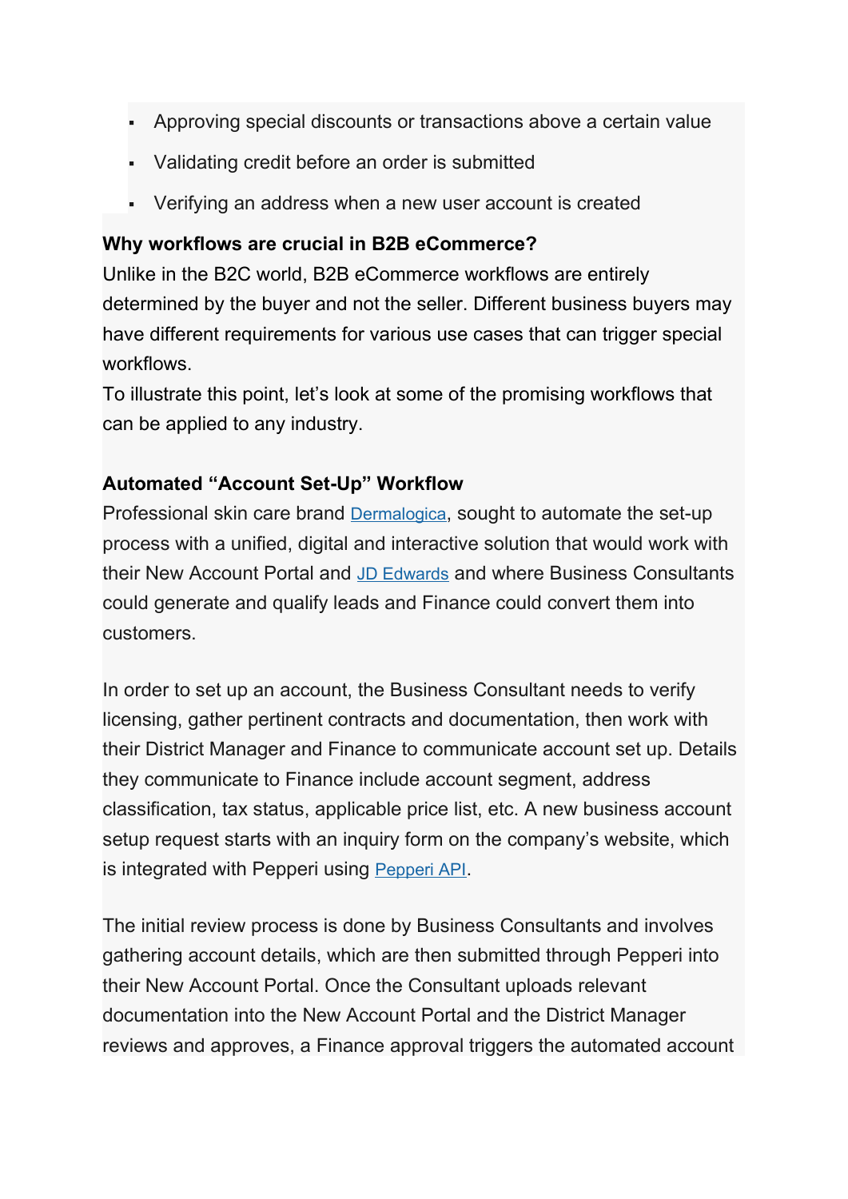- Approving special discounts or transactions above a certain value
- Validating credit before an order is submitted
- Verifying an address when a new user account is created

**Why workflows are crucial in B2B eCommerce?**

Unlike in the B2C world, B2B eCommerce workflows are entirely determined by the buyer and not the seller. Different business buyers may have different requirements for various use cases that can trigger special workflows.

To illustrate this point, let's look at some of the promising workflows that can be applied to any industry.

**Automated "Account Set-Up" Workflow**

Professional skin care brand [Dermalogica](), sought to automate the set-up process with a unified, digital and interactive solution that would work with their New Account Portal and [JD Edwards]() and where Business Consultants could generate and qualify leads and Finance could convert them into customers.

In order to set up an account, the Business Consultant needs to verify licensing, gather pertinent contracts and documentation, then work with their District Manager and Finance to communicate account set up. Details they communicate to Finance include account segment, address classification, tax status, applicable price list, etc. A new business account setup request starts with an inquiry form on the company's website, which is integrated with Pepperi using [Pepperi API]().

The initial review process is done by Business Consultants and involves gathering account details, which are then submitted through Pepperi into their New Account Portal. Once the Consultant uploads relevant documentation into the New Account Portal and the District Manager reviews and approves, a Finance approval triggers the automated account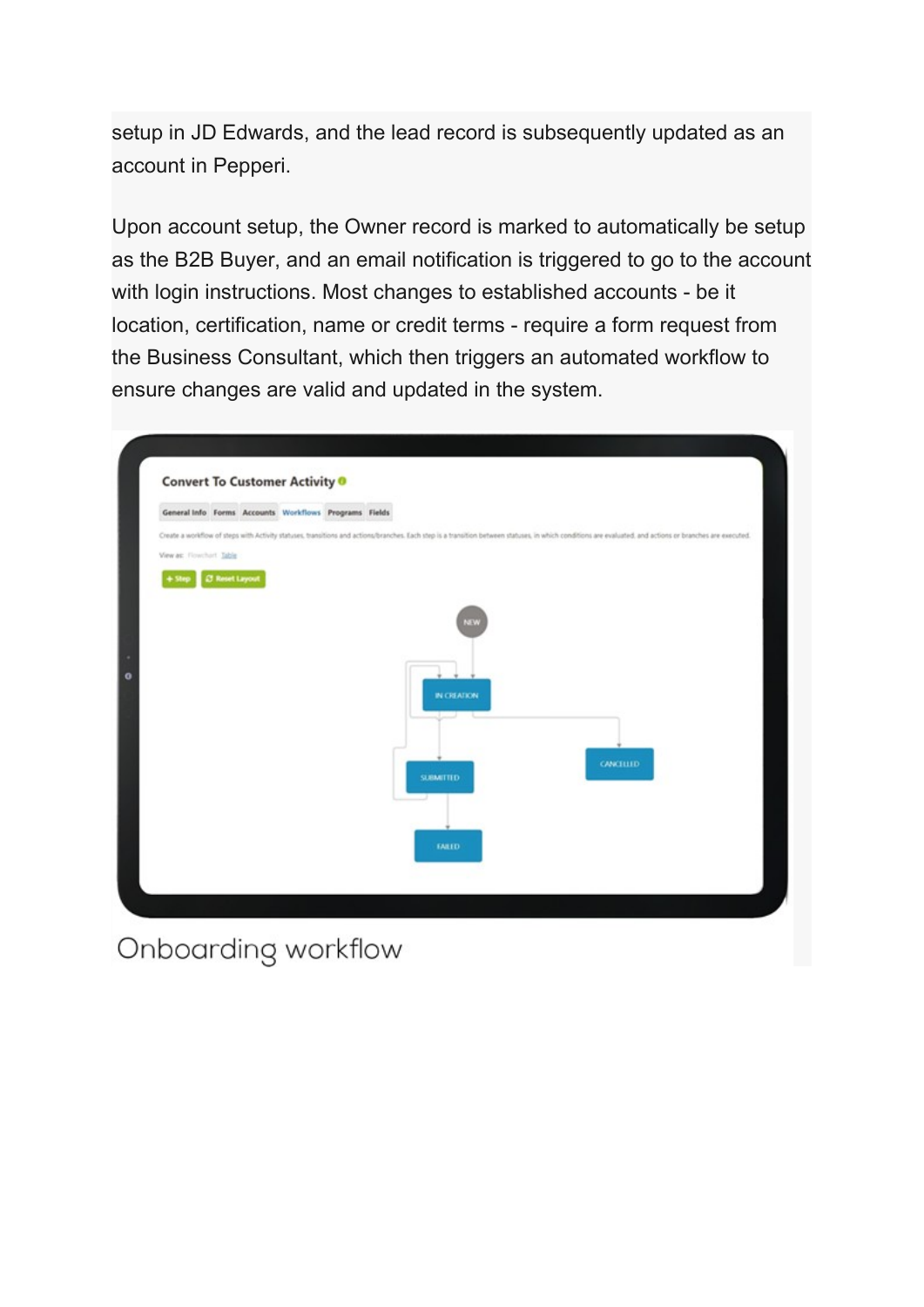setup in JD Edwards, and the lead record is subsequently updated as an account in Pepperi.

Upon account setup, the Owner record is marked to automatically be setup as the B2B Buyer, and an email notification is triggered to go to the account with login instructions. Most changes to established accounts - be it location, certification, name or credit terms - require a form request from the Business Consultant, which then triggers an automated workflow to ensure changes are valid and updated in the system.

Onboarding workflow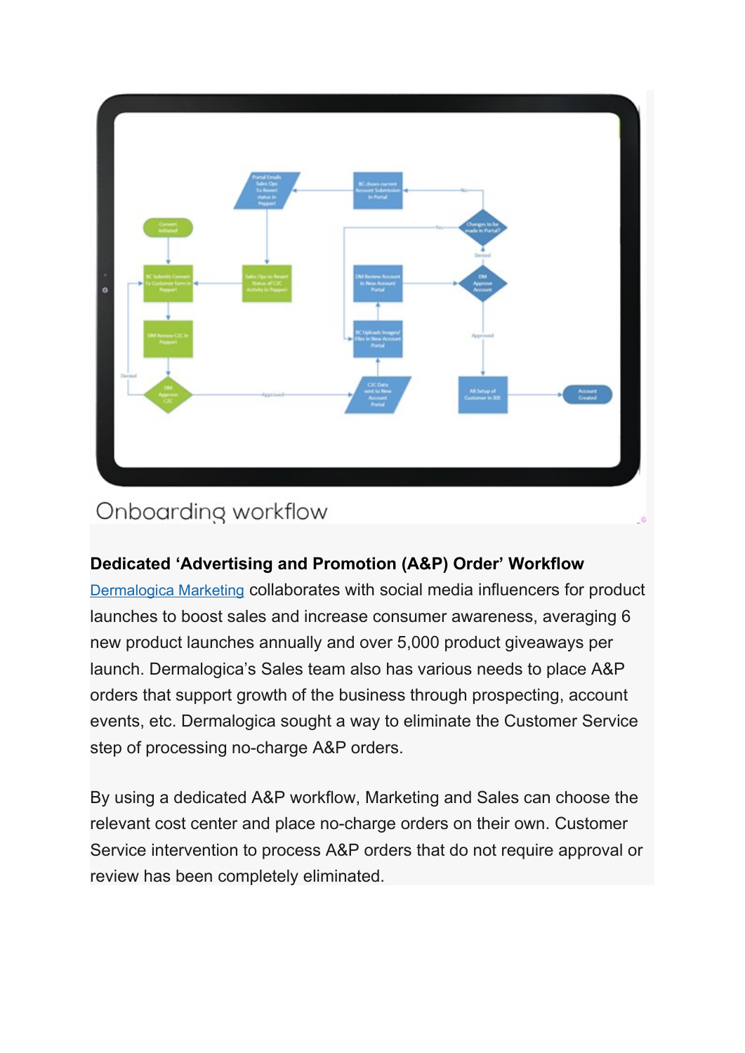Onboarding workflow

**Dedicated 'Advertising and Promotion (A&P) Order' Workflow**

Dermalogica Marketing collaborates with social media influencers for product launches to boost sales and increase consumer awareness, averaging 6 new product launches annually and over 5,000 product giveaways per launch. Dermalogica's Sales team also has various needs to place A&P orders that support growth of the business through prospecting, account events, etc. Dermalogica sought a way to eliminate the Customer Service step of processing no-charge A&P orders.

By using a dedicated A&P workflow, Marketing and Sales can choose the relevant cost center and place no-charge orders on their own. Customer Service intervention to process A&P orders that do not require approval or review has been completely eliminated.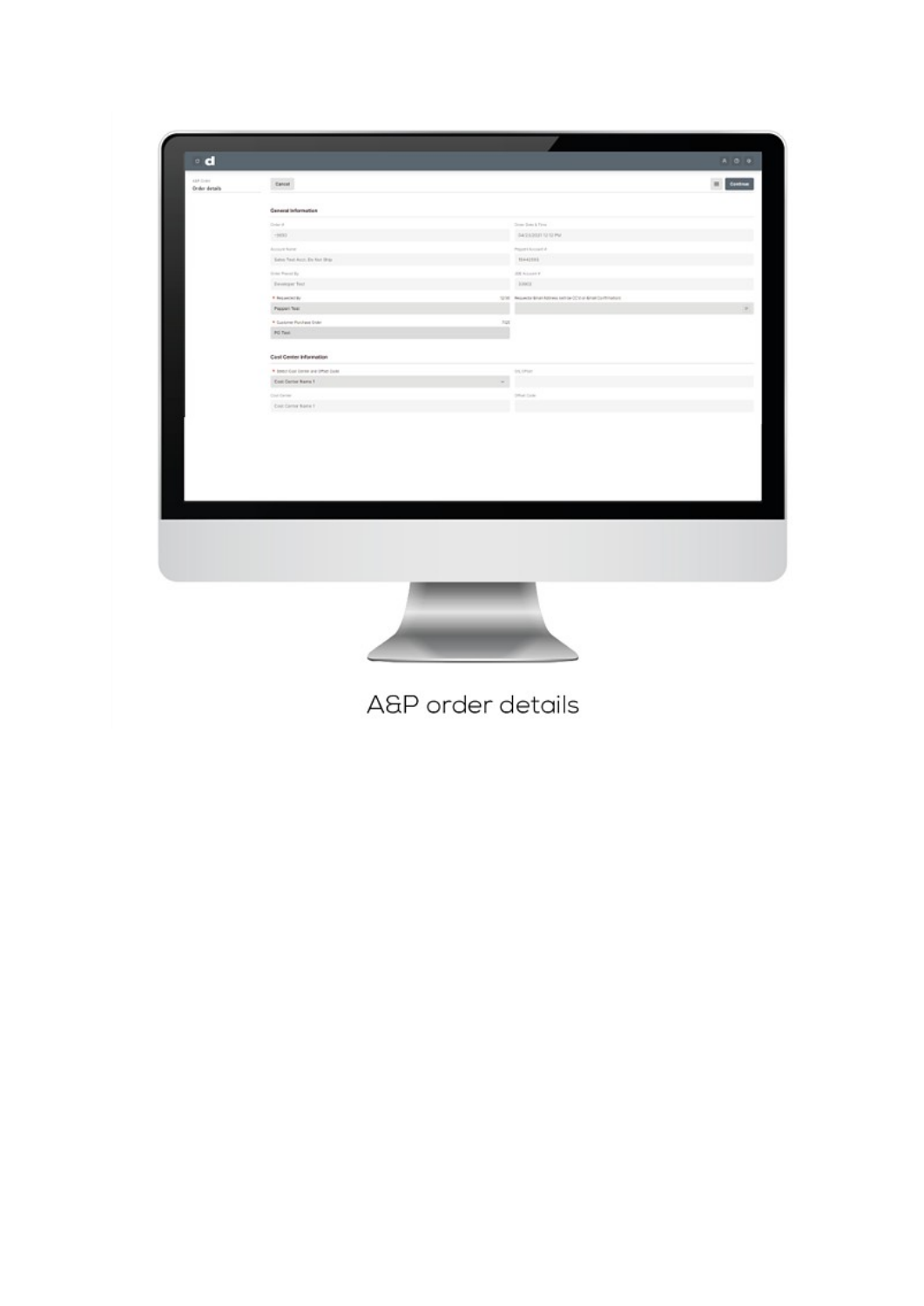A&P order details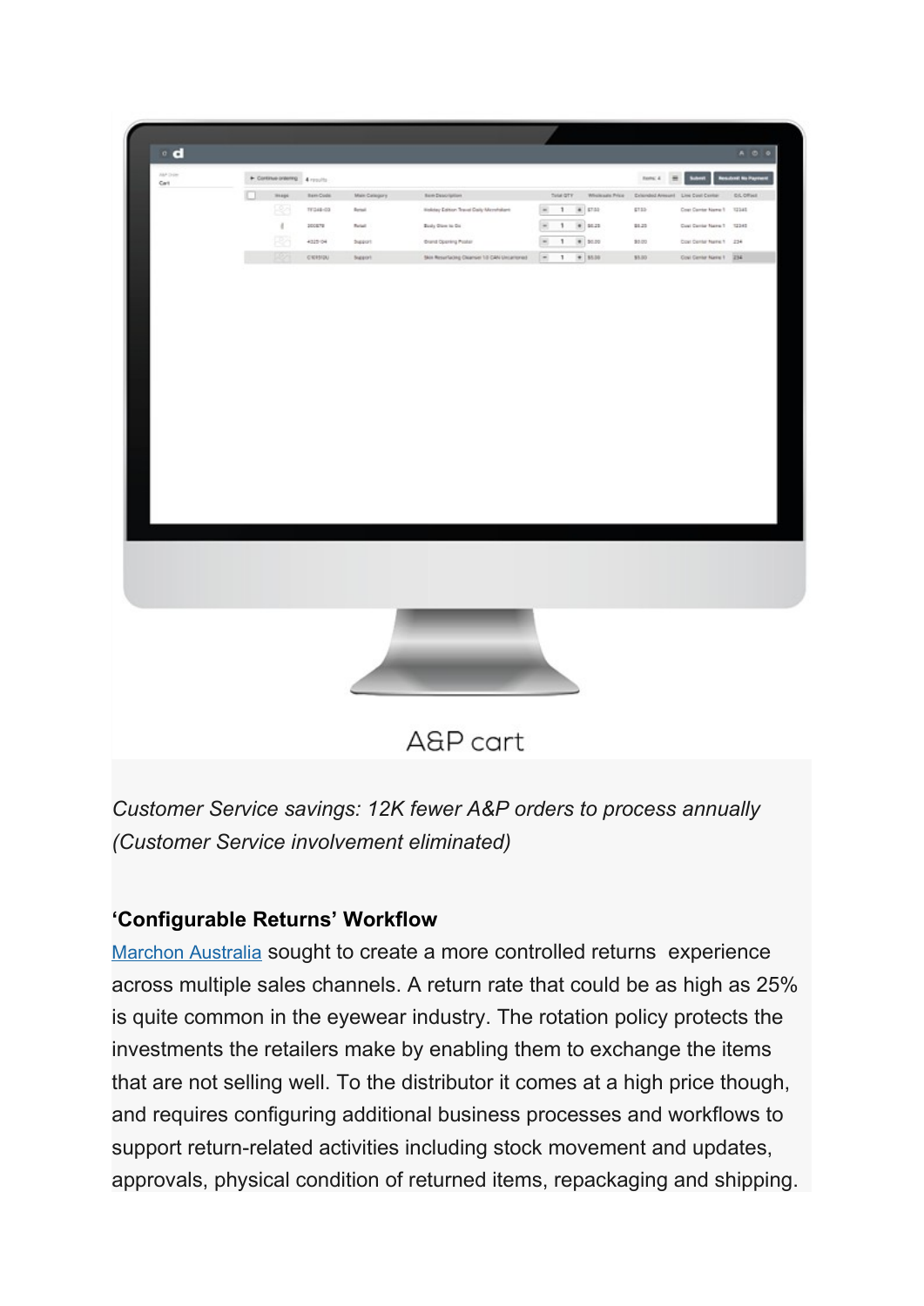A&P cart

*Customer Service savings: 12K fewer A&P orders to process annually (Customer Service involvement eliminated)*

### ‘Configurable Returns’ Workflow

[Marchon Australia](Marchon Australia) sought to create a more controlled returns experience across multiple sales channels. A return rate that could be as high as 25% is quite common in the eyewear industry. The rotation policy protects the investments the retailers make by enabling them to exchange the items that are not selling well. To the distributor it comes at a high price though, and requires configuring additional business processes and workflows to support return-related activities including stock movement and updates, approvals, physical condition of returned items, repackaging and shipping.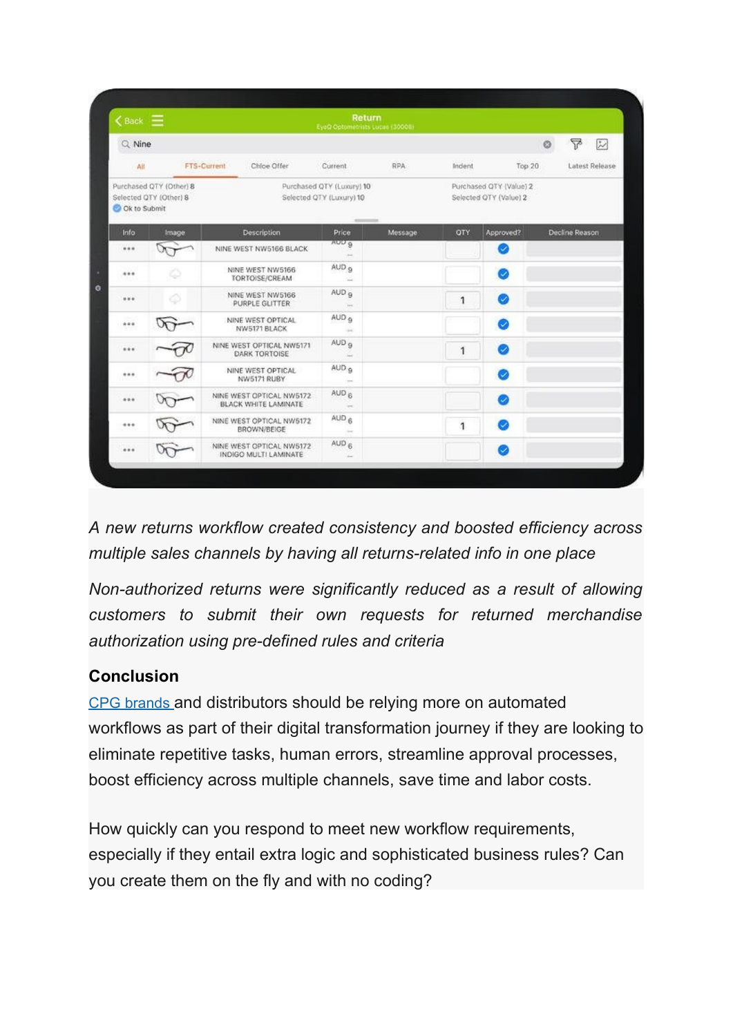*A new returns workflow created consistency and boosted efficiency across multiple sales channels by having all returns-related info in one place*

*Non-authorized returns were significantly reduced as a result of allowing customers to submit their own requests for returned merchandise authorization using pre-defined rules and criteria*

**Conclusion**

[CPG brands ](#)and distributors should be relying more on automated workflows as part of their digital transformation journey if they are looking to eliminate repetitive tasks, human errors, streamline approval processes, boost efficiency across multiple channels, save time and labor costs.

How quickly can you respond to meet new workflow requirements, especially if they entail extra logic and sophisticated business rules? Can you create them on the fly and with no coding?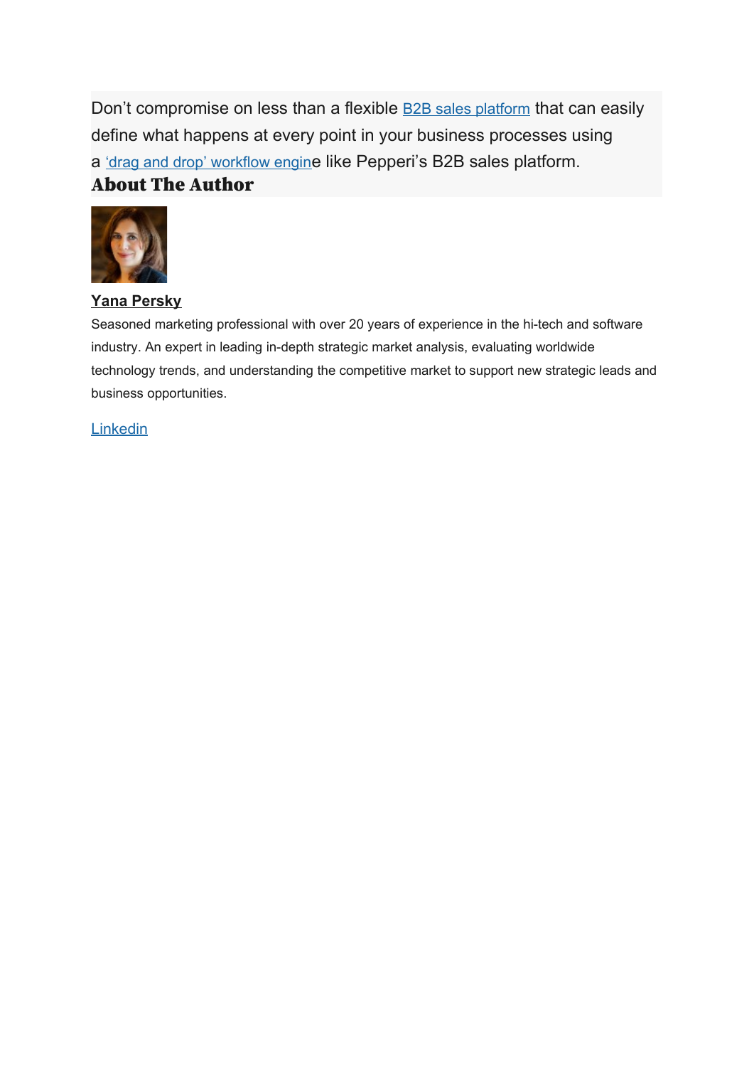Don't compromise on less than a flexible B2B sales platform that can easily define what happens at every point in your business processes using a 'drag and drop' workflow engine like Pepperi's B2B sales platform.

## About The Author

**Yana Persky**

Seasoned marketing professional with over 20 years of experience in the hi-tech and software industry. An expert in leading in-depth strategic market analysis, evaluating worldwide technology trends, and understanding the competitive market to support new strategic leads and business opportunities.

Linkedin